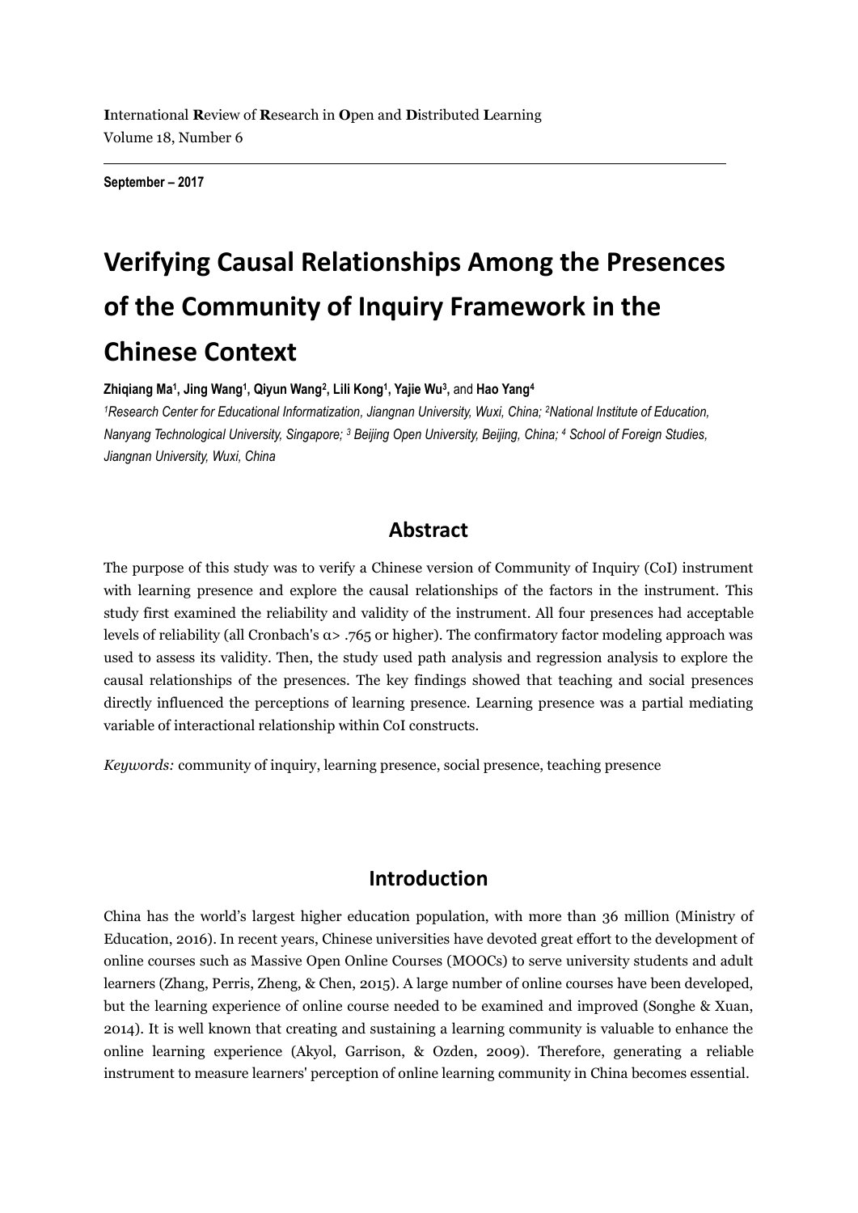**I**nternational **R**eview of **R**esearch in **O**pen and **D**istributed **L**earning
Volume 18, Number 6

**September – 2017**

# Verifying Causal Relationships Among the Presences of the Community of Inquiry Framework in the Chinese Context

**Zhiqiang Ma[1], Jing Wang[1], Qiyun Wang[2], Lili Kong[1], Yajie Wu[3],** and **Hao Yang[4]**

*[1]Research Center for Educational Informatization, Jiangnan University, Wuxi, China; [2]National Institute of Education, Nanyang Technological University, Singapore; [3] Beijing Open University, Beijing, China; [4] School of Foreign Studies, Jiangnan University, Wuxi, China*

## Abstract

The purpose of this study was to verify a Chinese version of Community of Inquiry (CoI) instrument with learning presence and explore the causal relationships of the factors in the instrument. This study first examined the reliability and validity of the instrument. All four presences had acceptable levels of reliability (all Cronbach's $\alpha > .765$ or higher). The confirmatory factor modeling approach was used to assess its validity. Then, the study used path analysis and regression analysis to explore the causal relationships of the presences. The key findings showed that teaching and social presences directly influenced the perceptions of learning presence. Learning presence was a partial mediating variable of interactional relationship within CoI constructs.

*Keywords:* community of inquiry, learning presence, social presence, teaching presence

## Introduction

China has the world's largest higher education population, with more than 36 million (Ministry of Education, 2016). In recent years, Chinese universities have devoted great effort to the development of online courses such as Massive Open Online Courses (MOOCs) to serve university students and adult learners (Zhang, Perris, Zheng, & Chen, 2015). A large number of online courses have been developed, but the learning experience of online course needed to be examined and improved (Songhe & Xuan, 2014). It is well known that creating and sustaining a learning community is valuable to enhance the online learning experience (Akyol, Garrison, & Ozden, 2009). Therefore, generating a reliable instrument to measure learners' perception of online learning community in China becomes essential.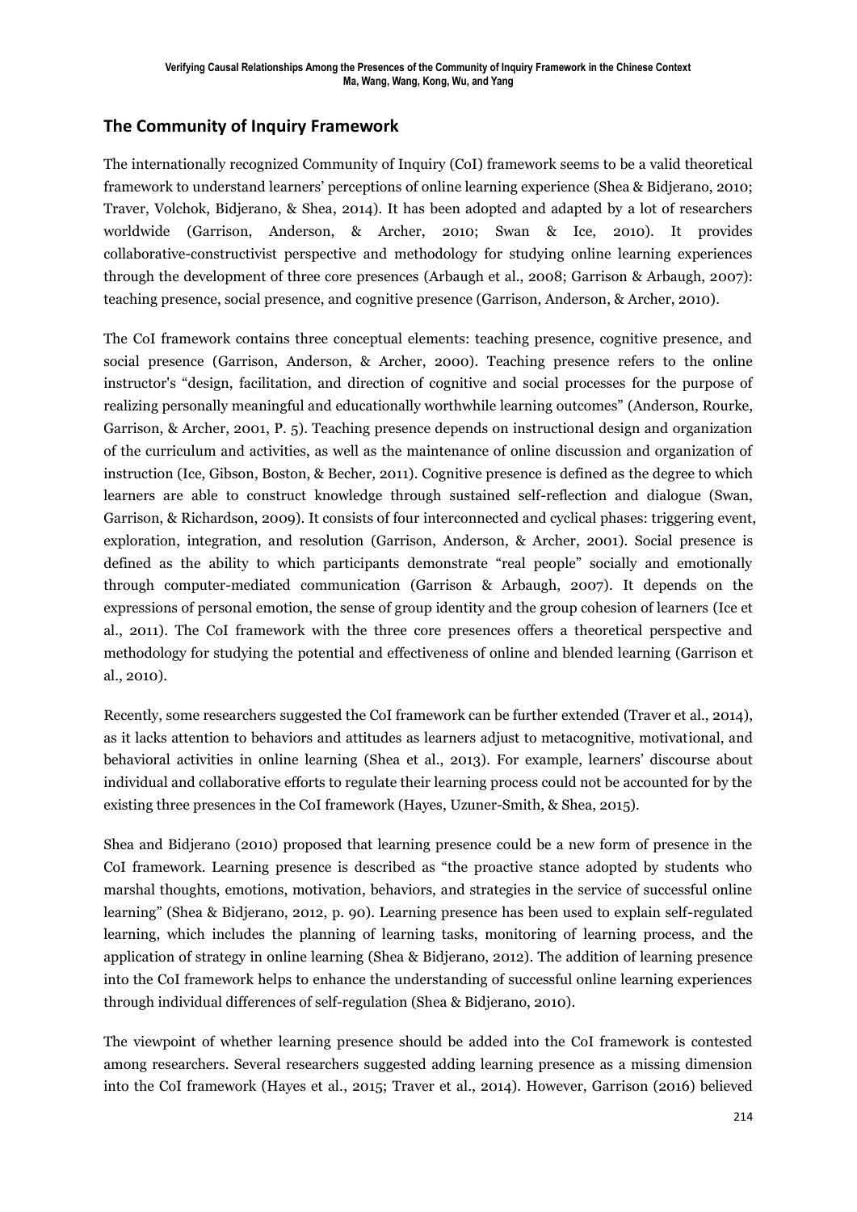## The Community of Inquiry Framework

The internationally recognized Community of Inquiry (CoI) framework seems to be a valid theoretical framework to understand learners' perceptions of online learning experience (Shea & Bidjerano, 2010; Traver, Volchok, Bidjerano, & Shea, 2014). It has been adopted and adapted by a lot of researchers worldwide (Garrison, Anderson, & Archer, 2010; Swan & Ice, 2010). It provides collaborative-constructivist perspective and methodology for studying online learning experiences through the development of three core presences (Arbaugh et al., 2008; Garrison & Arbaugh, 2007): teaching presence, social presence, and cognitive presence (Garrison, Anderson, & Archer, 2010).

The CoI framework contains three conceptual elements: teaching presence, cognitive presence, and social presence (Garrison, Anderson, & Archer, 2000). Teaching presence refers to the online instructor's "design, facilitation, and direction of cognitive and social processes for the purpose of realizing personally meaningful and educationally worthwhile learning outcomes" (Anderson, Rourke, Garrison, & Archer, 2001, P. 5). Teaching presence depends on instructional design and organization of the curriculum and activities, as well as the maintenance of online discussion and organization of instruction (Ice, Gibson, Boston, & Becher, 2011). Cognitive presence is defined as the degree to which learners are able to construct knowledge through sustained self-reflection and dialogue (Swan, Garrison, & Richardson, 2009). It consists of four interconnected and cyclical phases: triggering event, exploration, integration, and resolution (Garrison, Anderson, & Archer, 2001). Social presence is defined as the ability to which participants demonstrate "real people" socially and emotionally through computer-mediated communication (Garrison & Arbaugh, 2007). It depends on the expressions of personal emotion, the sense of group identity and the group cohesion of learners (Ice et al., 2011). The CoI framework with the three core presences offers a theoretical perspective and methodology for studying the potential and effectiveness of online and blended learning (Garrison et al., 2010).

Recently, some researchers suggested the CoI framework can be further extended (Traver et al., 2014), as it lacks attention to behaviors and attitudes as learners adjust to metacognitive, motivational, and behavioral activities in online learning (Shea et al., 2013). For example, learners' discourse about individual and collaborative efforts to regulate their learning process could not be accounted for by the existing three presences in the CoI framework (Hayes, Uzuner-Smith, & Shea, 2015).

Shea and Bidjerano (2010) proposed that learning presence could be a new form of presence in the CoI framework. Learning presence is described as "the proactive stance adopted by students who marshal thoughts, emotions, motivation, behaviors, and strategies in the service of successful online learning" (Shea & Bidjerano, 2012, p. 90). Learning presence has been used to explain self-regulated learning, which includes the planning of learning tasks, monitoring of learning process, and the application of strategy in online learning (Shea & Bidjerano, 2012). The addition of learning presence into the CoI framework helps to enhance the understanding of successful online learning experiences through individual differences of self-regulation (Shea & Bidjerano, 2010).

The viewpoint of whether learning presence should be added into the CoI framework is contested among researchers. Several researchers suggested adding learning presence as a missing dimension into the CoI framework (Hayes et al., 2015; Traver et al., 2014). However, Garrison (2016) believed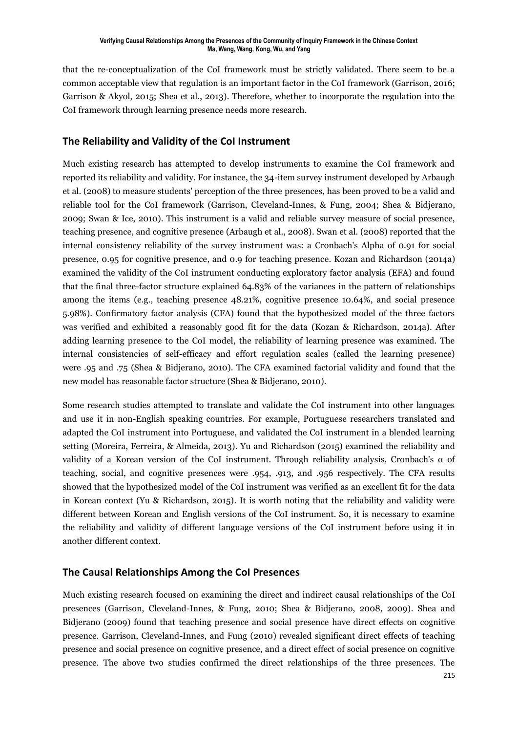that the re-conceptualization of the CoI framework must be strictly validated. There seem to be a common acceptable view that regulation is an important factor in the CoI framework (Garrison, 2016; Garrison & Akyol, 2015; Shea et al., 2013). Therefore, whether to incorporate the regulation into the CoI framework through learning presence needs more research.

## The Reliability and Validity of the CoI Instrument

Much existing research has attempted to develop instruments to examine the CoI framework and reported its reliability and validity. For instance, the 34-item survey instrument developed by Arbaugh et al. (2008) to measure students' perception of the three presences, has been proved to be a valid and reliable tool for the CoI framework (Garrison, Cleveland-Innes, & Fung, 2004; Shea & Bidjerano, 2009; Swan & Ice, 2010). This instrument is a valid and reliable survey measure of social presence, teaching presence, and cognitive presence (Arbaugh et al., 2008). Swan et al. (2008) reported that the internal consistency reliability of the survey instrument was: a Cronbach's Alpha of 0.91 for social presence, 0.95 for cognitive presence, and 0.9 for teaching presence. Kozan and Richardson (2014a) examined the validity of the CoI instrument conducting exploratory factor analysis (EFA) and found that the final three-factor structure explained 64.83% of the variances in the pattern of relationships among the items (e.g., teaching presence 48.21%, cognitive presence 10.64%, and social presence 5.98%). Confirmatory factor analysis (CFA) found that the hypothesized model of the three factors was verified and exhibited a reasonably good fit for the data (Kozan & Richardson, 2014a). After adding learning presence to the CoI model, the reliability of learning presence was examined. The internal consistencies of self-efficacy and effort regulation scales (called the learning presence) were .95 and .75 (Shea & Bidjerano, 2010). The CFA examined factorial validity and found that the new model has reasonable factor structure (Shea & Bidjerano, 2010).

Some research studies attempted to translate and validate the CoI instrument into other languages and use it in non-English speaking countries. For example, Portuguese researchers translated and adapted the CoI instrument into Portuguese, and validated the CoI instrument in a blended learning setting (Moreira, Ferreira, & Almeida, 2013). Yu and Richardson (2015) examined the reliability and validity of a Korean version of the CoI instrument. Through reliability analysis, Cronbach's α of teaching, social, and cognitive presences were .954, .913, and .956 respectively. The CFA results showed that the hypothesized model of the CoI instrument was verified as an excellent fit for the data in Korean context (Yu & Richardson, 2015). It is worth noting that the reliability and validity were different between Korean and English versions of the CoI instrument. So, it is necessary to examine the reliability and validity of different language versions of the CoI instrument before using it in another different context.

## The Causal Relationships Among the CoI Presences

Much existing research focused on examining the direct and indirect causal relationships of the CoI presences (Garrison, Cleveland-Innes, & Fung, 2010; Shea & Bidjerano, 2008, 2009). Shea and Bidjerano (2009) found that teaching presence and social presence have direct effects on cognitive presence. Garrison, Cleveland-Innes, and Fung (2010) revealed significant direct effects of teaching presence and social presence on cognitive presence, and a direct effect of social presence on cognitive presence. The above two studies confirmed the direct relationships of the three presences. The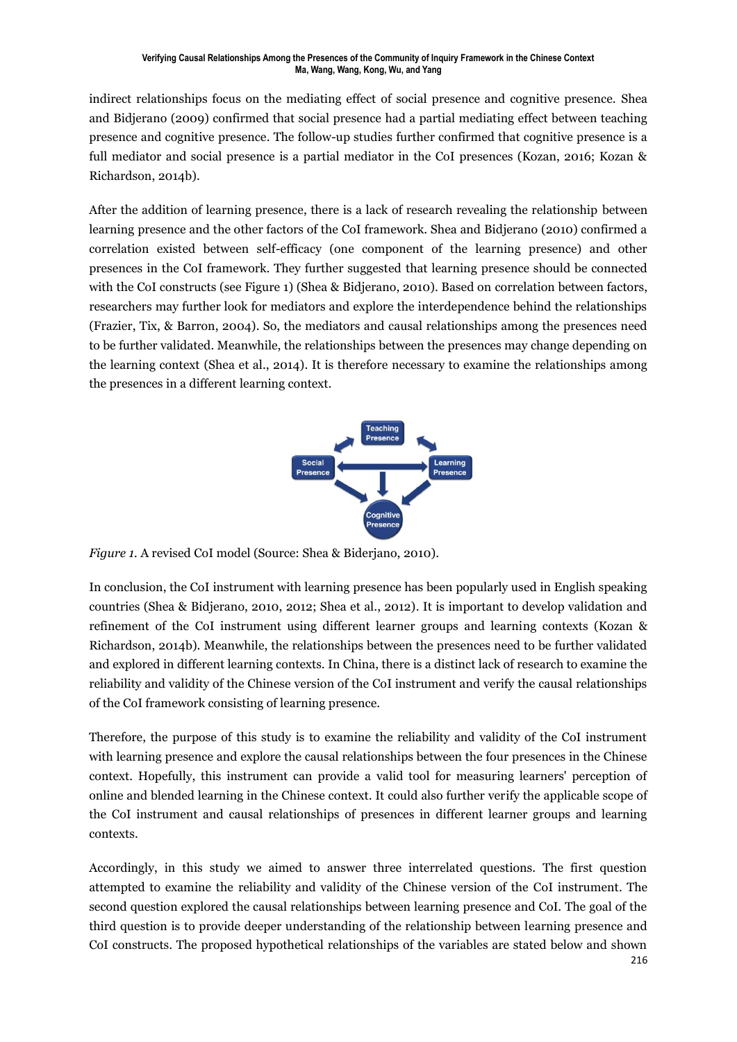indirect relationships focus on the mediating effect of social presence and cognitive presence. Shea and Bidjerano (2009) confirmed that social presence had a partial mediating effect between teaching presence and cognitive presence. The follow-up studies further confirmed that cognitive presence is a full mediator and social presence is a partial mediator in the CoI presences (Kozan, 2016; Kozan & Richardson, 2014b).

After the addition of learning presence, there is a lack of research revealing the relationship between learning presence and the other factors of the CoI framework. Shea and Bidjerano (2010) confirmed a correlation existed between self-efficacy (one component of the learning presence) and other presences in the CoI framework. They further suggested that learning presence should be connected with the CoI constructs (see Figure 1) (Shea & Bidjerano, 2010). Based on correlation between factors, researchers may further look for mediators and explore the interdependence behind the relationships (Frazier, Tix, & Barron, 2004). So, the mediators and causal relationships among the presences need to be further validated. Meanwhile, the relationships between the presences may change depending on the learning context (Shea et al., 2014). It is therefore necessary to examine the relationships among the presences in a different learning context.

*Figure 1.* A revised CoI model (Source: Shea & Biderjano, 2010).

In conclusion, the CoI instrument with learning presence has been popularly used in English speaking countries (Shea & Bidjerano, 2010, 2012; Shea et al., 2012). It is important to develop validation and refinement of the CoI instrument using different learner groups and learning contexts (Kozan & Richardson, 2014b). Meanwhile, the relationships between the presences need to be further validated and explored in different learning contexts. In China, there is a distinct lack of research to examine the reliability and validity of the Chinese version of the CoI instrument and verify the causal relationships of the CoI framework consisting of learning presence.

Therefore, the purpose of this study is to examine the reliability and validity of the CoI instrument with learning presence and explore the causal relationships between the four presences in the Chinese context. Hopefully, this instrument can provide a valid tool for measuring learners' perception of online and blended learning in the Chinese context. It could also further verify the applicable scope of the CoI instrument and causal relationships of presences in different learner groups and learning contexts.

Accordingly, in this study we aimed to answer three interrelated questions. The first question attempted to examine the reliability and validity of the Chinese version of the CoI instrument. The second question explored the causal relationships between learning presence and CoI. The goal of the third question is to provide deeper understanding of the relationship between learning presence and CoI constructs. The proposed hypothetical relationships of the variables are stated below and shown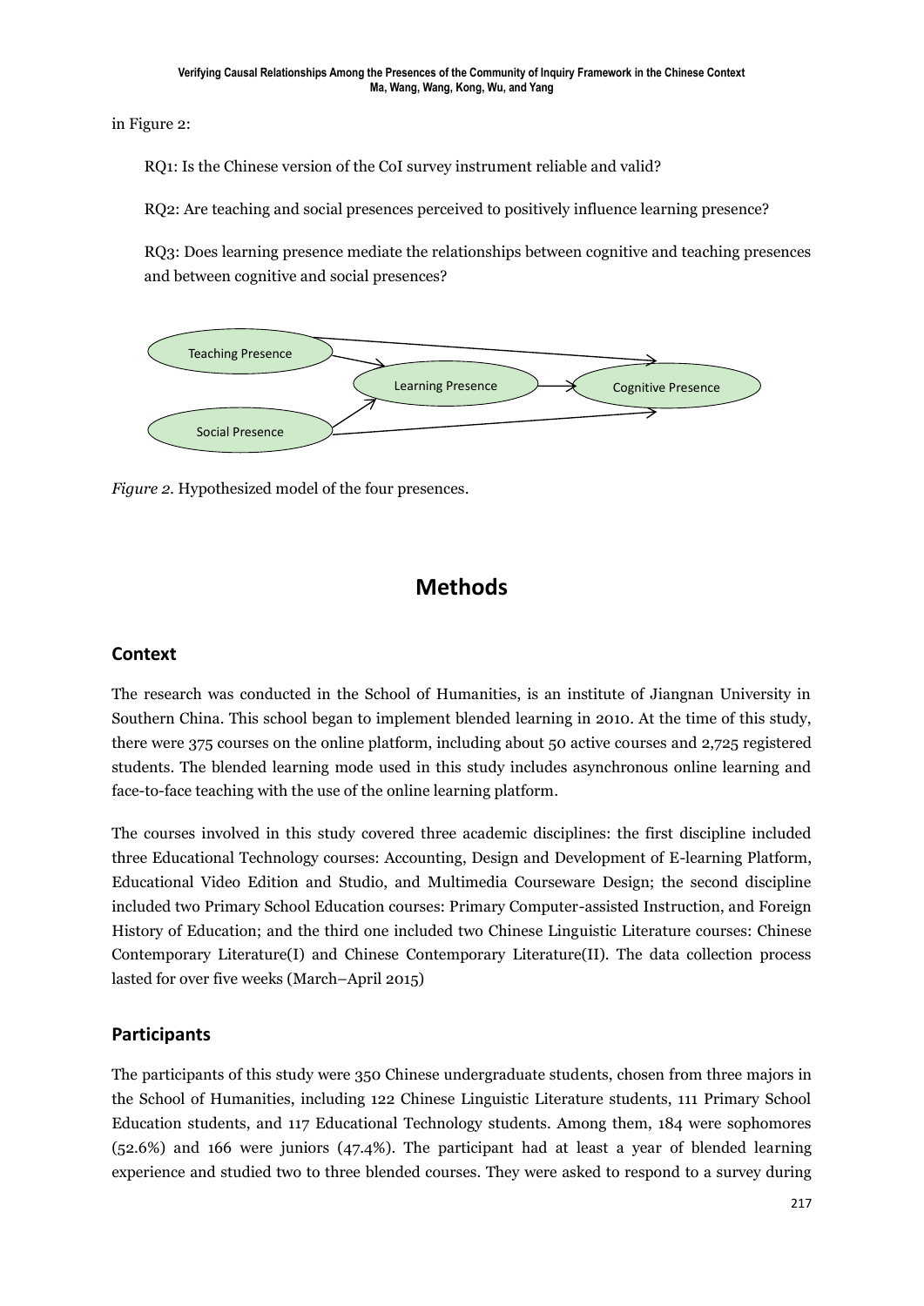in Figure 2:

RQ1: Is the Chinese version of the CoI survey instrument reliable and valid?

RQ2: Are teaching and social presences perceived to positively influence learning presence?

RQ3: Does learning presence mediate the relationships between cognitive and teaching presences and between cognitive and social presences?

*Figure 2*. Hypothesized model of the four presences.

# Methods

## Context

The research was conducted in the School of Humanities, is an institute of Jiangnan University in Southern China. This school began to implement blended learning in 2010. At the time of this study, there were 375 courses on the online platform, including about 50 active courses and 2,725 registered students. The blended learning mode used in this study includes asynchronous online learning and face-to-face teaching with the use of the online learning platform.

The courses involved in this study covered three academic disciplines: the first discipline included three Educational Technology courses: Accounting, Design and Development of E-learning Platform, Educational Video Edition and Studio, and Multimedia Courseware Design; the second discipline included two Primary School Education courses: Primary Computer-assisted Instruction, and Foreign History of Education; and the third one included two Chinese Linguistic Literature courses: Chinese Contemporary Literature(I) and Chinese Contemporary Literature(II). The data collection process lasted for over five weeks (March–April 2015)

## Participants

The participants of this study were 350 Chinese undergraduate students, chosen from three majors in the School of Humanities, including 122 Chinese Linguistic Literature students, 111 Primary School Education students, and 117 Educational Technology students. Among them, 184 were sophomores (52.6%) and 166 were juniors (47.4%). The participant had at least a year of blended learning experience and studied two to three blended courses. They were asked to respond to a survey during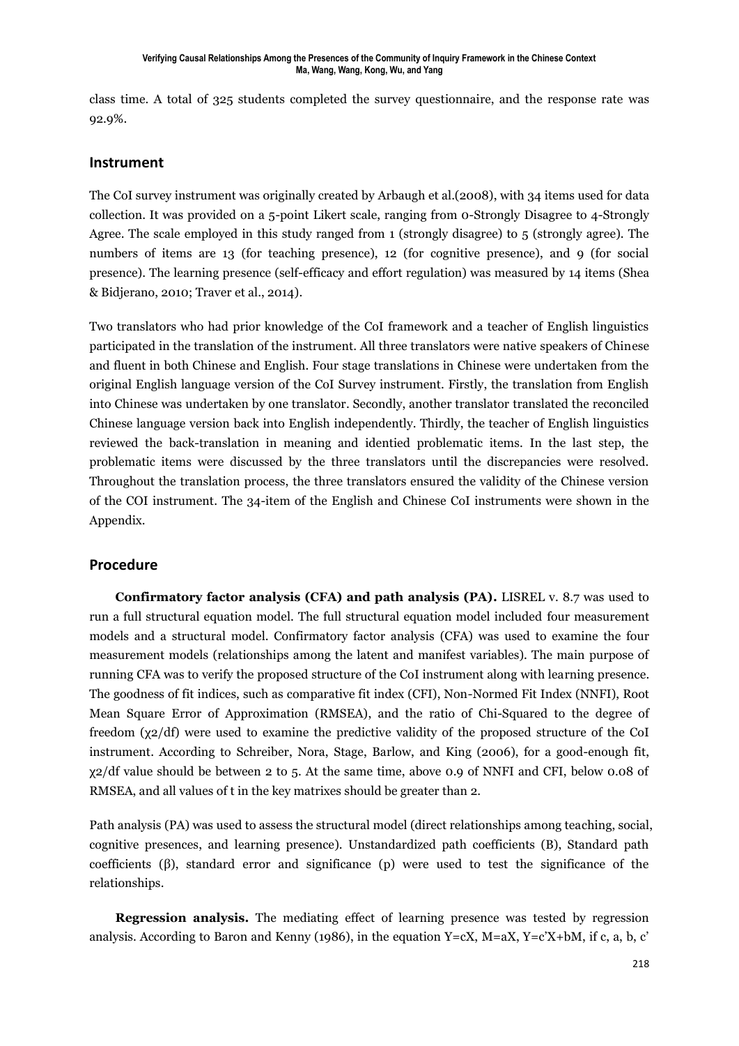class time. A total of 325 students completed the survey questionnaire, and the response rate was 92.9%.

## Instrument

The CoI survey instrument was originally created by Arbaugh et al.(2008), with 34 items used for data collection. It was provided on a 5-point Likert scale, ranging from 0-Strongly Disagree to 4-Strongly Agree. The scale employed in this study ranged from 1 (strongly disagree) to 5 (strongly agree). The numbers of items are 13 (for teaching presence), 12 (for cognitive presence), and 9 (for social presence). The learning presence (self-efficacy and effort regulation) was measured by 14 items (Shea & Bidjerano, 2010; Traver et al., 2014).

Two translators who had prior knowledge of the CoI framework and a teacher of English linguistics participated in the translation of the instrument. All three translators were native speakers of Chinese and fluent in both Chinese and English. Four stage translations in Chinese were undertaken from the original English language version of the CoI Survey instrument. Firstly, the translation from English into Chinese was undertaken by one translator. Secondly, another translator translated the reconciled Chinese language version back into English independently. Thirdly, the teacher of English linguistics reviewed the back-translation in meaning and identied problematic items. In the last step, the problematic items were discussed by the three translators until the discrepancies were resolved. Throughout the translation process, the three translators ensured the validity of the Chinese version of the COI instrument. The 34-item of the English and Chinese CoI instruments were shown in the Appendix.

## Procedure

**Confirmatory factor analysis (CFA) and path analysis (PA).** LISREL v. 8.7 was used to run a full structural equation model. The full structural equation model included four measurement models and a structural model. Confirmatory factor analysis (CFA) was used to examine the four measurement models (relationships among the latent and manifest variables). The main purpose of running CFA was to verify the proposed structure of the CoI instrument along with learning presence. The goodness of fit indices, such as comparative fit index (CFI), Non-Normed Fit Index (NNFI), Root Mean Square Error of Approximation (RMSEA), and the ratio of Chi-Squared to the degree of freedom ($\chi 2/df$) were used to examine the predictive validity of the proposed structure of the CoI instrument. According to Schreiber, Nora, Stage, Barlow, and King (2006), for a good-enough fit, $\chi 2/df$ value should be between 2 to 5. At the same time, above 0.9 of NNFI and CFI, below 0.08 of RMSEA, and all values of t in the key matrixes should be greater than 2.

Path analysis (PA) was used to assess the structural model (direct relationships among teaching, social, cognitive presences, and learning presence). Unstandardized path coefficients (B), Standard path coefficients (β), standard error and significance (p) were used to test the significance of the relationships.

**Regression analysis.** The mediating effect of learning presence was tested by regression analysis. According to Baron and Kenny (1986), in the equation $Y=cX$, $M=aX$, $Y=c'X+bM$, if c, a, b, c'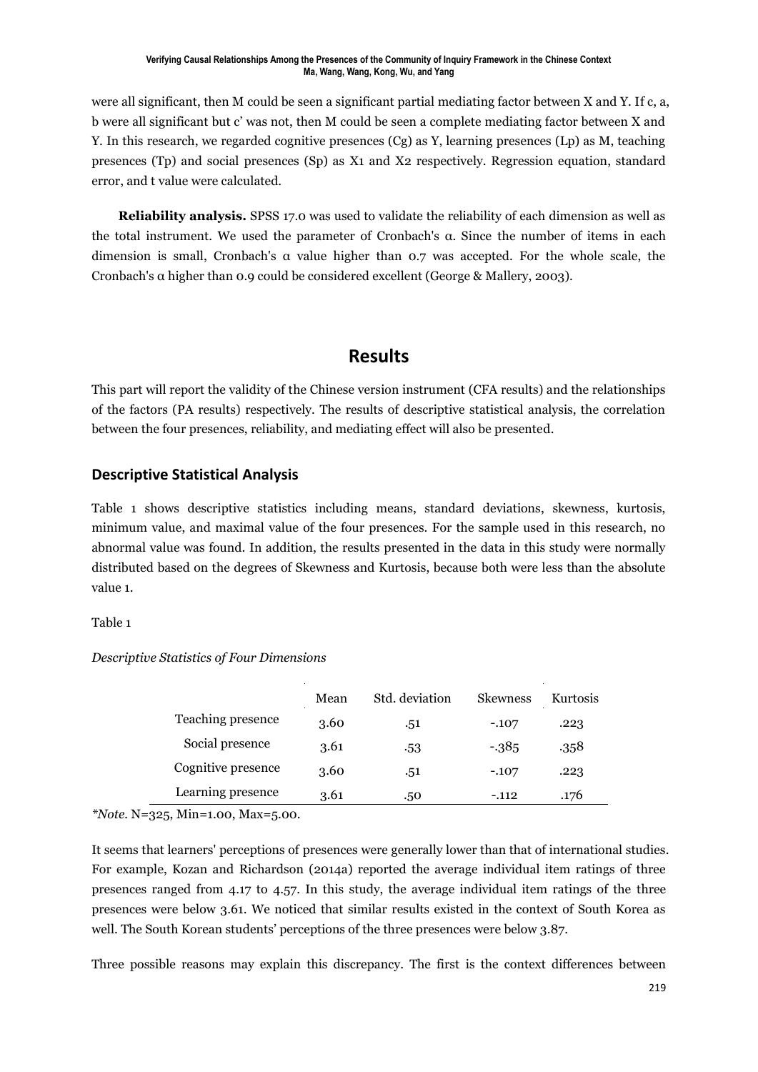were all significant, then M could be seen a significant partial mediating factor between X and Y. If c, a, b were all significant but c' was not, then M could be seen a complete mediating factor between X and Y. In this research, we regarded cognitive presences (Cg) as Y, learning presences (Lp) as M, teaching presences (Tp) and social presences (Sp) as X1 and X2 respectively. Regression equation, standard error, and t value were calculated.

**Reliability analysis.** SPSS 17.0 was used to validate the reliability of each dimension as well as the total instrument. We used the parameter of Cronbach's α. Since the number of items in each dimension is small, Cronbach's α value higher than 0.7 was accepted. For the whole scale, the Cronbach's α higher than 0.9 could be considered excellent (George & Mallery, 2003).

# Results

This part will report the validity of the Chinese version instrument (CFA results) and the relationships of the factors (PA results) respectively. The results of descriptive statistical analysis, the correlation between the four presences, reliability, and mediating effect will also be presented.

## Descriptive Statistical Analysis

Table 1 shows descriptive statistics including means, standard deviations, skewness, kurtosis, minimum value, and maximal value of the four presences. For the sample used in this research, no abnormal value was found. In addition, the results presented in the data in this study were normally distributed based on the degrees of Skewness and Kurtosis, because both were less than the absolute value 1.

Table 1

*Descriptive Statistics of Four Dimensions*

| | Mean | Std. deviation | Skewness | Kurtosis |
|---|---|---|---|---|
| Teaching presence | 3.60 | .51 | -.107 | .223 |
| Social presence | 3.61 | .53 | -.385 | .358 |
| Cognitive presence | 3.60 | .51 | -.107 | .223 |
| Learning presence | 3.61 | .50 | -.112 | .176 |

*\*Note*. N=325, Min=1.00, Max=5.00.

It seems that learners' perceptions of presences were generally lower than that of international studies. For example, Kozan and Richardson (2014a) reported the average individual item ratings of three presences ranged from 4.17 to 4.57. In this study, the average individual item ratings of the three presences were below 3.61. We noticed that similar results existed in the context of South Korea as well. The South Korean students' perceptions of the three presences were below 3.87.

Three possible reasons may explain this discrepancy. The first is the context differences between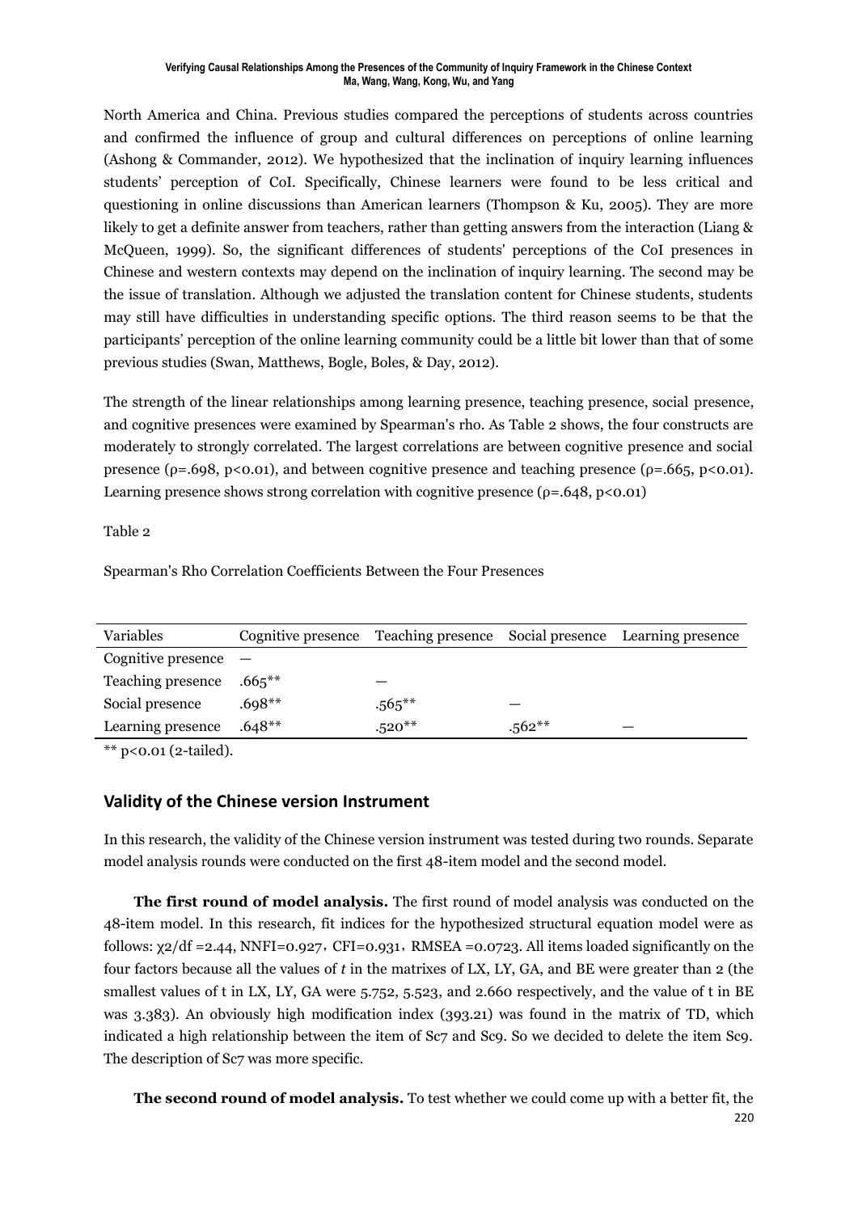North America and China. Previous studies compared the perceptions of students across countries and confirmed the influence of group and cultural differences on perceptions of online learning (Ashong & Commander, 2012). We hypothesized that the inclination of inquiry learning influences students' perception of CoI. Specifically, Chinese learners were found to be less critical and questioning in online discussions than American learners (Thompson & Ku, 2005). They are more likely to get a definite answer from teachers, rather than getting answers from the interaction (Liang & McQueen, 1999). So, the significant differences of students' perceptions of the CoI presences in Chinese and western contexts may depend on the inclination of inquiry learning. The second may be the issue of translation. Although we adjusted the translation content for Chinese students, students may still have difficulties in understanding specific options. The third reason seems to be that the participants' perception of the online learning community could be a little bit lower than that of some previous studies (Swan, Matthews, Bogle, Boles, & Day, 2012).

The strength of the linear relationships among learning presence, teaching presence, social presence, and cognitive presences were examined by Spearman's rho. As Table 2 shows, the four constructs are moderately to strongly correlated. The largest correlations are between cognitive presence and social presence ($\rho$=.698, $p<0.01$), and between cognitive presence and teaching presence ($\rho$=.665, $p<0.01$). Learning presence shows strong correlation with cognitive presence ($\rho$=.648, $p<0.01$)

Table 2

Spearman's Rho Correlation Coefficients Between the Four Presences

| Variables | Cognitive presence | Teaching presence | Social presence | Learning presence |
|---|---|---|---|---|
| Cognitive presence | — | | | |
| Teaching presence | .665** | — | | |
| Social presence | .698** | .565** | — | |
| Learning presence | .648** | .520** | .562** | — |

** p<0.01 (2-tailed).

## Validity of the Chinese version Instrument

In this research, the validity of the Chinese version instrument was tested during two rounds. Separate model analysis rounds were conducted on the first 48-item model and the second model.

**The first round of model analysis.** The first round of model analysis was conducted on the 48-item model. In this research, fit indices for the hypothesized structural equation model were as follows: $\chi2/df$ =2.44, NNFI=0.927, CFI=0.931, RMSEA =0.0723. All items loaded significantly on the four factors because all the values of *t* in the matrixes of LX, LY, GA, and BE were greater than 2 (the smallest values of t in LX, LY, GA were 5.752, 5.523, and 2.660 respectively, and the value of t in BE was 3.383). An obviously high modification index (393.21) was found in the matrix of TD, which indicated a high relationship between the item of Sc7 and Sc9. So we decided to delete the item Sc9. The description of Sc7 was more specific.

**The second round of model analysis.** To test whether we could come up with a better fit, the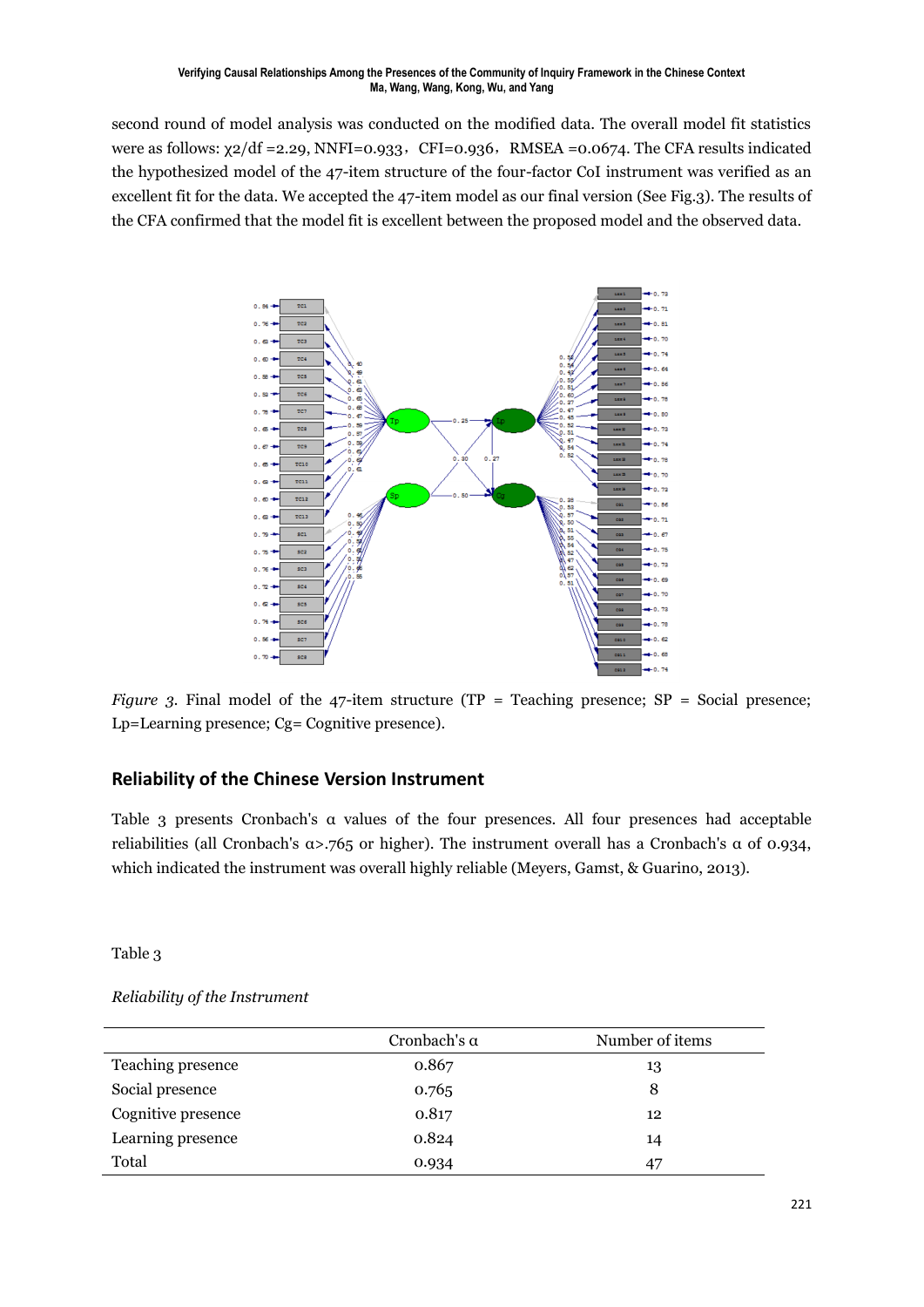second round of model analysis was conducted on the modified data. The overall model fit statistics were as follows: $\chi2/df$ =2.29, NNFI=0.933，CFI=0.936，RMSEA =0.0674. The CFA results indicated the hypothesized model of the 47-item structure of the four-factor CoI instrument was verified as an excellent fit for the data. We accepted the 47-item model as our final version (See Fig.3). The results of the CFA confirmed that the model fit is excellent between the proposed model and the observed data.

*Figure 3.* Final model of the 47-item structure (TP = Teaching presence; SP = Social presence; Lp=Learning presence; Cg= Cognitive presence).

## Reliability of the Chinese Version Instrument

Table 3 presents Cronbach's α values of the four presences. All four presences had acceptable reliabilities (all Cronbach's α>.765 or higher). The instrument overall has a Cronbach's α of 0.934, which indicated the instrument was overall highly reliable (Meyers, Gamst, & Guarino, 2013).

Table 3

*Reliability of the Instrument*

| | Cronbach's α | Number of items |
|---|---|---|
| Teaching presence | 0.867 | 13 |
| Social presence | 0.765 | 8 |
| Cognitive presence | 0.817 | 12 |
| Learning presence | 0.824 | 14 |
| Total | 0.934 | 47 |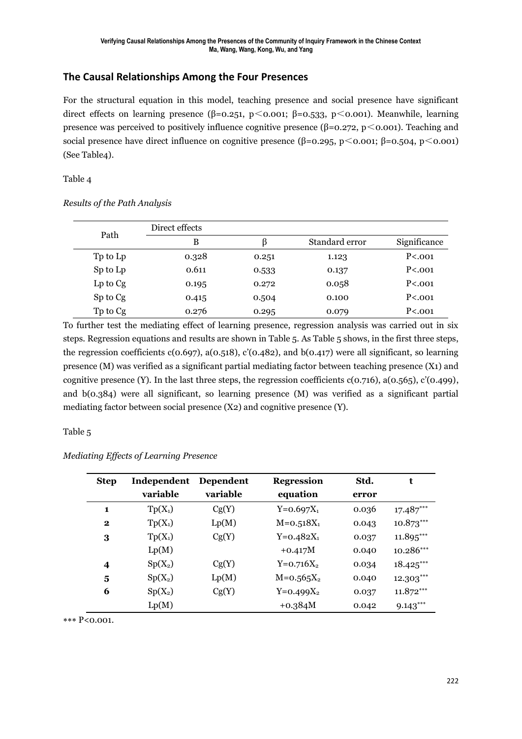## The Causal Relationships Among the Four Presences

For the structural equation in this model, teaching presence and social presence have significant direct effects on learning presence ($\beta$=0.251, p$<$0.001; $\beta$=0.533, p$<$0.001). Meanwhile, learning presence was perceived to positively influence cognitive presence ($\beta$=0.272, p$<$0.001). Teaching and social presence have direct influence on cognitive presence ($\beta$=0.295, p$<$0.001; $\beta$=0.504, p$<$0.001) (See Table4).

Table 4

*Results of the Path Analysis*

| Path | Direct effects | | | |
|---|---|---|---|---|
| | B | $\beta$ | Standard error | Significance |
| Tp to Lp | 0.328 | 0.251 | 1.123 | P<.001 |
| Sp to Lp | 0.611 | 0.533 | 0.137 | P<.001 |
| Lp to Cg | 0.195 | 0.272 | 0.058 | P<.001 |
| Sp to Cg | 0.415 | 0.504 | 0.100 | P<.001 |
| Tp to Cg | 0.276 | 0.295 | 0.079 | P<.001 |

To further test the mediating effect of learning presence, regression analysis was carried out in six steps. Regression equations and results are shown in Table 5. As Table 5 shows, in the first three steps, the regression coefficients c(0.697), a(0.518), c'(0.482), and b(0.417) were all significant, so learning presence (M) was verified as a significant partial mediating factor between teaching presence (X1) and cognitive presence (Y). In the last three steps, the regression coefficients c(0.716), a(0.565), c'(0.499), and b(0.384) were all significant, so learning presence (M) was verified as a significant partial mediating factor between social presence (X2) and cognitive presence (Y).

Table 5

*Mediating Effects of Learning Presence*

| **Step** | **Independent variable** | **Dependent variable** | **Regression equation** | **Std. error** | **t** |
|---|---|---|---|---|---|
| **1** | Tp($X_1$) | Cg(Y) | $Y=0.697X_1$ | 0.036 | $17.487^{***}$ |
| **2** | Tp($X_1$) | Lp(M) | $M=0.518X_1$ | 0.043 | $10.873^{***}$ |
| **3** | Tp($X_1$) | Cg(Y) | $Y=0.482X_1$ | 0.037 | $11.895^{***}$ |
| | Lp(M) | | $+0.417M$ | 0.040 | $10.286^{***}$ |
| **4** | Sp($X_2$) | Cg(Y) | $Y=0.716X_2$ | 0.034 | $18.425^{***}$ |
| **5** | Sp($X_2$) | Lp(M) | $M=0.565X_2$ | 0.040 | $12.303^{***}$ |
| **6** | Sp($X_2$) | Cg(Y) | $Y=0.499X_2$ | 0.037 | $11.872^{***}$ |
| | Lp(M) | | $+0.384M$ | 0.042 | $9.143^{***}$ |

*** P<0.001.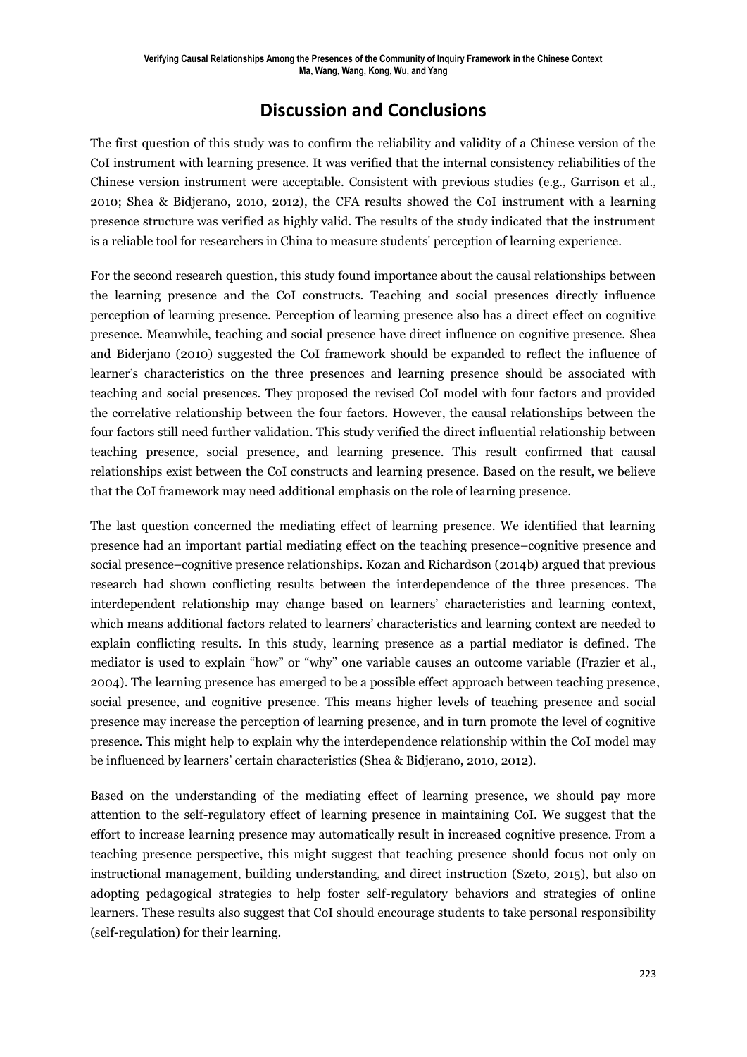## Discussion and Conclusions

The first question of this study was to confirm the reliability and validity of a Chinese version of the CoI instrument with learning presence. It was verified that the internal consistency reliabilities of the Chinese version instrument were acceptable. Consistent with previous studies (e.g., Garrison et al., 2010; Shea & Bidjerano, 2010, 2012), the CFA results showed the CoI instrument with a learning presence structure was verified as highly valid. The results of the study indicated that the instrument is a reliable tool for researchers in China to measure students' perception of learning experience.

For the second research question, this study found importance about the causal relationships between the learning presence and the CoI constructs. Teaching and social presences directly influence perception of learning presence. Perception of learning presence also has a direct effect on cognitive presence. Meanwhile, teaching and social presence have direct influence on cognitive presence. Shea and Biderjano (2010) suggested the CoI framework should be expanded to reflect the influence of learner's characteristics on the three presences and learning presence should be associated with teaching and social presences. They proposed the revised CoI model with four factors and provided the correlative relationship between the four factors. However, the causal relationships between the four factors still need further validation. This study verified the direct influential relationship between teaching presence, social presence, and learning presence. This result confirmed that causal relationships exist between the CoI constructs and learning presence. Based on the result, we believe that the CoI framework may need additional emphasis on the role of learning presence.

The last question concerned the mediating effect of learning presence. We identified that learning presence had an important partial mediating effect on the teaching presence–cognitive presence and social presence–cognitive presence relationships. Kozan and Richardson (2014b) argued that previous research had shown conflicting results between the interdependence of the three presences. The interdependent relationship may change based on learners' characteristics and learning context, which means additional factors related to learners' characteristics and learning context are needed to explain conflicting results. In this study, learning presence as a partial mediator is defined. The mediator is used to explain "how" or "why" one variable causes an outcome variable (Frazier et al., 2004). The learning presence has emerged to be a possible effect approach between teaching presence, social presence, and cognitive presence. This means higher levels of teaching presence and social presence may increase the perception of learning presence, and in turn promote the level of cognitive presence. This might help to explain why the interdependence relationship within the CoI model may be influenced by learners' certain characteristics (Shea & Bidjerano, 2010, 2012).

Based on the understanding of the mediating effect of learning presence, we should pay more attention to the self-regulatory effect of learning presence in maintaining CoI. We suggest that the effort to increase learning presence may automatically result in increased cognitive presence. From a teaching presence perspective, this might suggest that teaching presence should focus not only on instructional management, building understanding, and direct instruction (Szeto, 2015), but also on adopting pedagogical strategies to help foster self-regulatory behaviors and strategies of online learners. These results also suggest that CoI should encourage students to take personal responsibility (self-regulation) for their learning.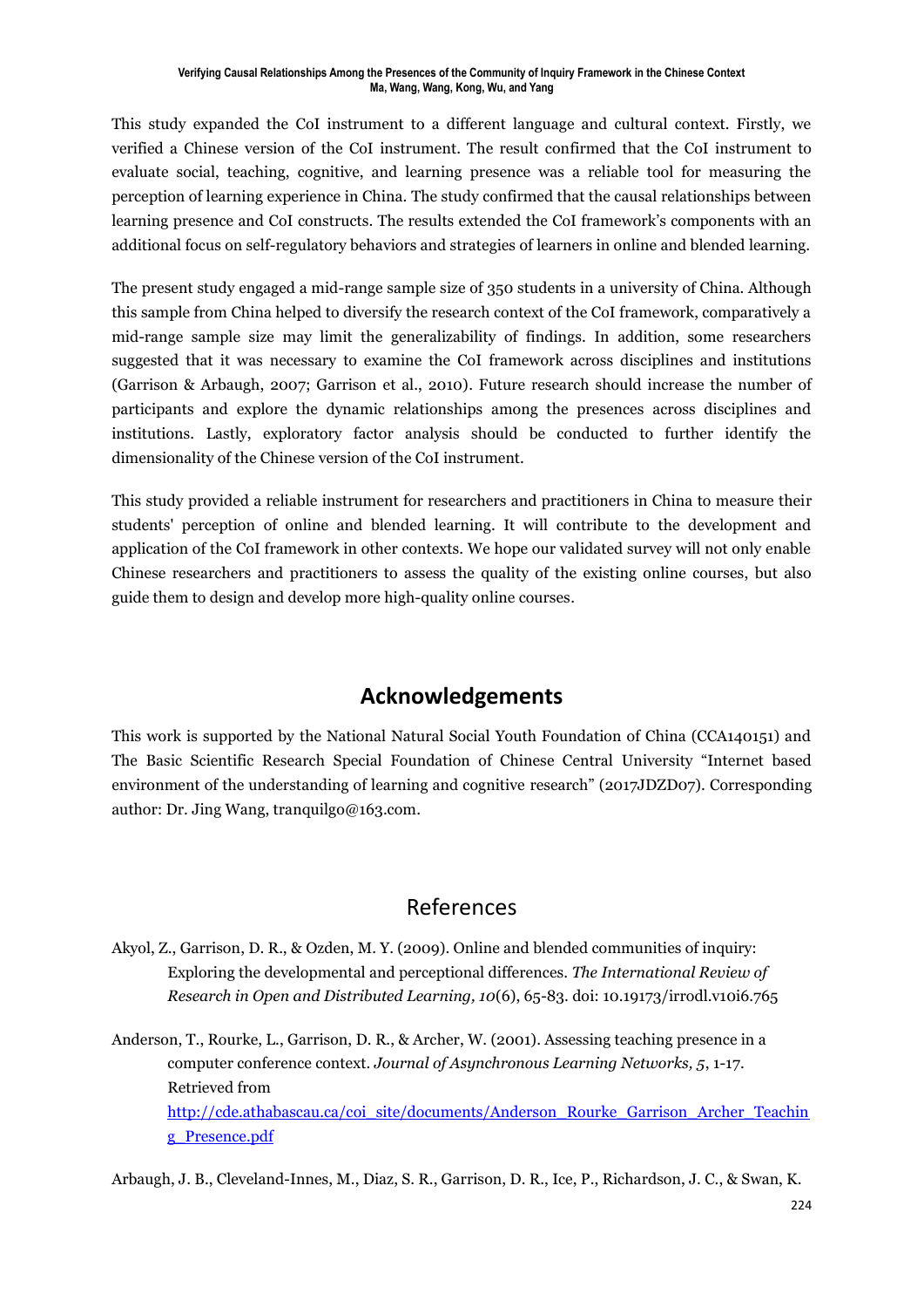This study expanded the CoI instrument to a different language and cultural context. Firstly, we verified a Chinese version of the CoI instrument. The result confirmed that the CoI instrument to evaluate social, teaching, cognitive, and learning presence was a reliable tool for measuring the perception of learning experience in China. The study confirmed that the causal relationships between learning presence and CoI constructs. The results extended the CoI framework's components with an additional focus on self-regulatory behaviors and strategies of learners in online and blended learning.

The present study engaged a mid-range sample size of 350 students in a university of China. Although this sample from China helped to diversify the research context of the CoI framework, comparatively a mid-range sample size may limit the generalizability of findings. In addition, some researchers suggested that it was necessary to examine the CoI framework across disciplines and institutions (Garrison & Arbaugh, 2007; Garrison et al., 2010). Future research should increase the number of participants and explore the dynamic relationships among the presences across disciplines and institutions. Lastly, exploratory factor analysis should be conducted to further identify the dimensionality of the Chinese version of the CoI instrument.

This study provided a reliable instrument for researchers and practitioners in China to measure their students' perception of online and blended learning. It will contribute to the development and application of the CoI framework in other contexts. We hope our validated survey will not only enable Chinese researchers and practitioners to assess the quality of the existing online courses, but also guide them to design and develop more high-quality online courses.

## Acknowledgements

This work is supported by the National Natural Social Youth Foundation of China (CCA140151) and The Basic Scientific Research Special Foundation of Chinese Central University "Internet based environment of the understanding of learning and cognitive research" (2017JDZD07). Corresponding author: Dr. Jing Wang, tranquilgo@163.com.

## References

Akyol, Z., Garrison, D. R., & Ozden, M. Y. (2009). Online and blended communities of inquiry: Exploring the developmental and perceptional differences. *The International Review of Research in Open and Distributed Learning, 10*(6), 65-83. doi: 10.19173/irrodl.v10i6.765

Anderson, T., Rourke, L., Garrison, D. R., & Archer, W. (2001). Assessing teaching presence in a computer conference context. *Journal of Asynchronous Learning Networks, 5*, 1-17. Retrieved from http://cde.athabascau.ca/coi_site/documents/Anderson_Rourke_Garrison_Archer_Teaching_Presence.pdf

Arbaugh, J. B., Cleveland-Innes, M., Diaz, S. R., Garrison, D. R., Ice, P., Richardson, J. C., & Swan, K.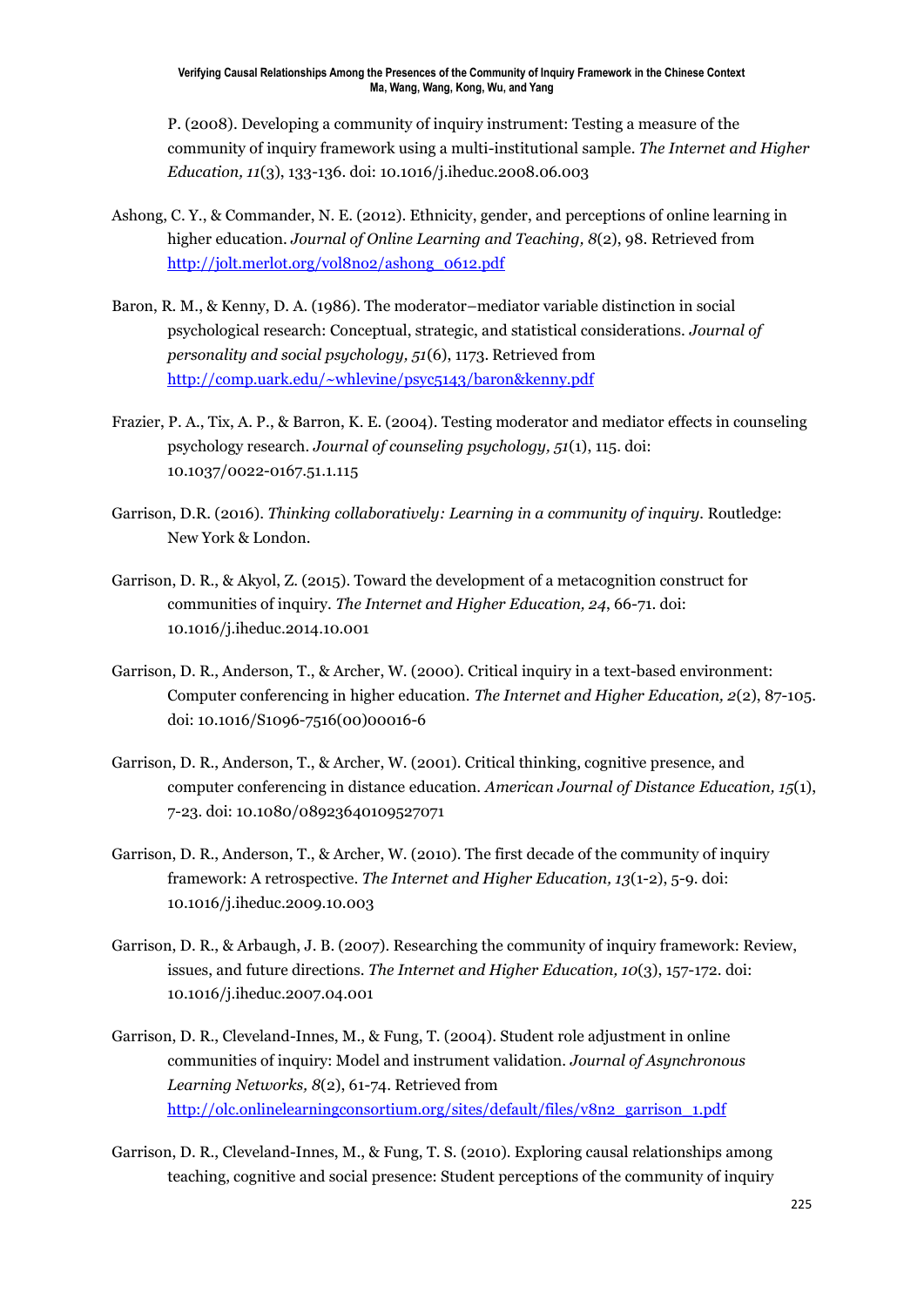P. (2008). Developing a community of inquiry instrument: Testing a measure of the community of inquiry framework using a multi-institutional sample. *The Internet and Higher Education, 11*(3), 133-136. doi: 10.1016/j.iheduc.2008.06.003

Ashong, C. Y., & Commander, N. E. (2012). Ethnicity, gender, and perceptions of online learning in higher education. *Journal of Online Learning and Teaching, 8*(2), 98. Retrieved from http://jolt.merlot.org/vol8no2/ashong_0612.pdf

Baron, R. M., & Kenny, D. A. (1986). The moderator–mediator variable distinction in social psychological research: Conceptual, strategic, and statistical considerations. *Journal of personality and social psychology, 51*(6), 1173. Retrieved from http://comp.uark.edu/~whlevine/psyc5143/baron&kenny.pdf

Frazier, P. A., Tix, A. P., & Barron, K. E. (2004). Testing moderator and mediator effects in counseling psychology research. *Journal of counseling psychology, 51*(1), 115. doi: 10.1037/0022-0167.51.1.115

Garrison, D.R. (2016). *Thinking collaboratively: Learning in a community of inquiry*. Routledge: New York & London.

Garrison, D. R., & Akyol, Z. (2015). Toward the development of a metacognition construct for communities of inquiry. *The Internet and Higher Education, 24*, 66-71. doi: 10.1016/j.iheduc.2014.10.001

Garrison, D. R., Anderson, T., & Archer, W. (2000). Critical inquiry in a text-based environment: Computer conferencing in higher education. *The Internet and Higher Education, 2*(2), 87-105. doi: 10.1016/S1096-7516(00)00016-6

Garrison, D. R., Anderson, T., & Archer, W. (2001). Critical thinking, cognitive presence, and computer conferencing in distance education. *American Journal of Distance Education, 15*(1), 7-23. doi: 10.1080/08923640109527071

Garrison, D. R., Anderson, T., & Archer, W. (2010). The first decade of the community of inquiry framework: A retrospective. *The Internet and Higher Education, 13*(1-2), 5-9. doi: 10.1016/j.iheduc.2009.10.003

Garrison, D. R., & Arbaugh, J. B. (2007). Researching the community of inquiry framework: Review, issues, and future directions. *The Internet and Higher Education, 10*(3), 157-172. doi: 10.1016/j.iheduc.2007.04.001

Garrison, D. R., Cleveland-Innes, M., & Fung, T. (2004). Student role adjustment in online communities of inquiry: Model and instrument validation. *Journal of Asynchronous Learning Networks, 8*(2), 61-74. Retrieved from http://olc.onlinelearningconsortium.org/sites/default/files/v8n2_garrison_1.pdf

Garrison, D. R., Cleveland-Innes, M., & Fung, T. S. (2010). Exploring causal relationships among teaching, cognitive and social presence: Student perceptions of the community of inquiry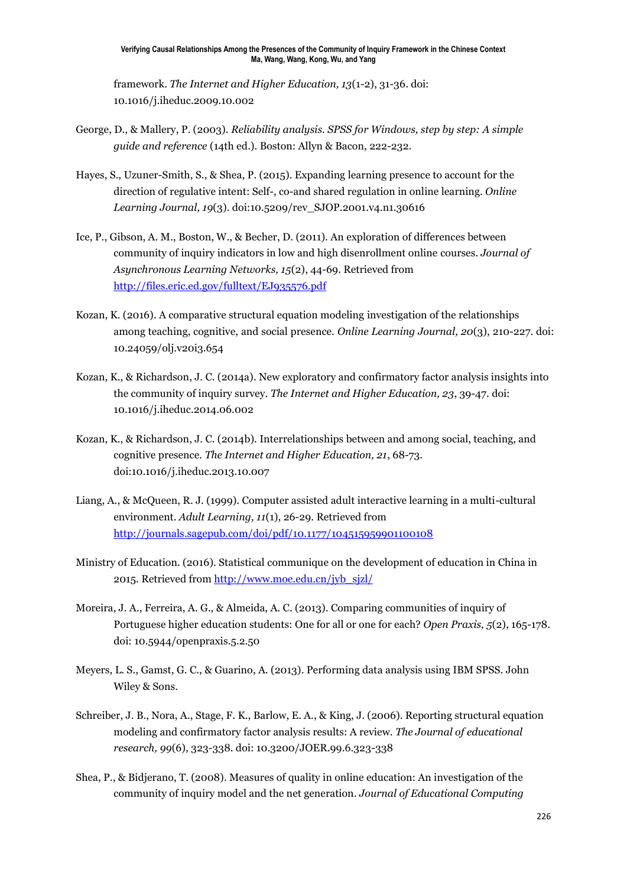framework. *The Internet and Higher Education, 13*(1-2), 31-36. doi: 10.1016/j.iheduc.2009.10.002

George, D., & Mallery, P. (2003). *Reliability analysis. SPSS for Windows, step by step: A simple guide and reference* (14th ed.). Boston: Allyn & Bacon, 222-232.

Hayes, S., Uzuner-Smith, S., & Shea, P. (2015). Expanding learning presence to account for the direction of regulative intent: Self-, co-and shared regulation in online learning. *Online Learning Journal, 19*(3). doi:10.5209/rev_SJOP.2001.v4.n1.30616

Ice, P., Gibson, A. M., Boston, W., & Becher, D. (2011). An exploration of differences between community of inquiry indicators in low and high disenrollment online courses. *Journal of Asynchronous Learning Networks, 15*(2), 44-69. Retrieved from http://files.eric.ed.gov/fulltext/EJ935576.pdf

Kozan, K. (2016). A comparative structural equation modeling investigation of the relationships among teaching, cognitive, and social presence. *Online Learning Journal, 20*(3), 210-227. doi: 10.24059/olj.v20i3.654

Kozan, K., & Richardson, J. C. (2014a). New exploratory and confirmatory factor analysis insights into the community of inquiry survey. *The Internet and Higher Education, 23*, 39-47. doi: 10.1016/j.iheduc.2014.06.002

Kozan, K., & Richardson, J. C. (2014b). Interrelationships between and among social, teaching, and cognitive presence. *The Internet and Higher Education, 21*, 68-73. doi:10.1016/j.iheduc.2013.10.007

Liang, A., & McQueen, R. J. (1999). Computer assisted adult interactive learning in a multi-cultural environment. *Adult Learning, 11*(1), 26-29. Retrieved from http://journals.sagepub.com/doi/pdf/10.1177/104515959901100108

Ministry of Education. (2016). Statistical communique on the development of education in China in 2015. Retrieved from http://www.moe.edu.cn/jyb_sjzl/

Moreira, J. A., Ferreira, A. G., & Almeida, A. C. (2013). Comparing communities of inquiry of Portuguese higher education students: One for all or one for each? *Open Praxis, 5*(2), 165-178. doi: 10.5944/openpraxis.5.2.50

Meyers, L. S., Gamst, G. C., & Guarino, A. (2013). Performing data analysis using IBM SPSS. John Wiley & Sons.

Schreiber, J. B., Nora, A., Stage, F. K., Barlow, E. A., & King, J. (2006). Reporting structural equation modeling and confirmatory factor analysis results: A review. *The Journal of educational research, 99*(6), 323-338. doi: 10.3200/JOER.99.6.323-338

Shea, P., & Bidjerano, T. (2008). Measures of quality in online education: An investigation of the community of inquiry model and the net generation. *Journal of Educational Computing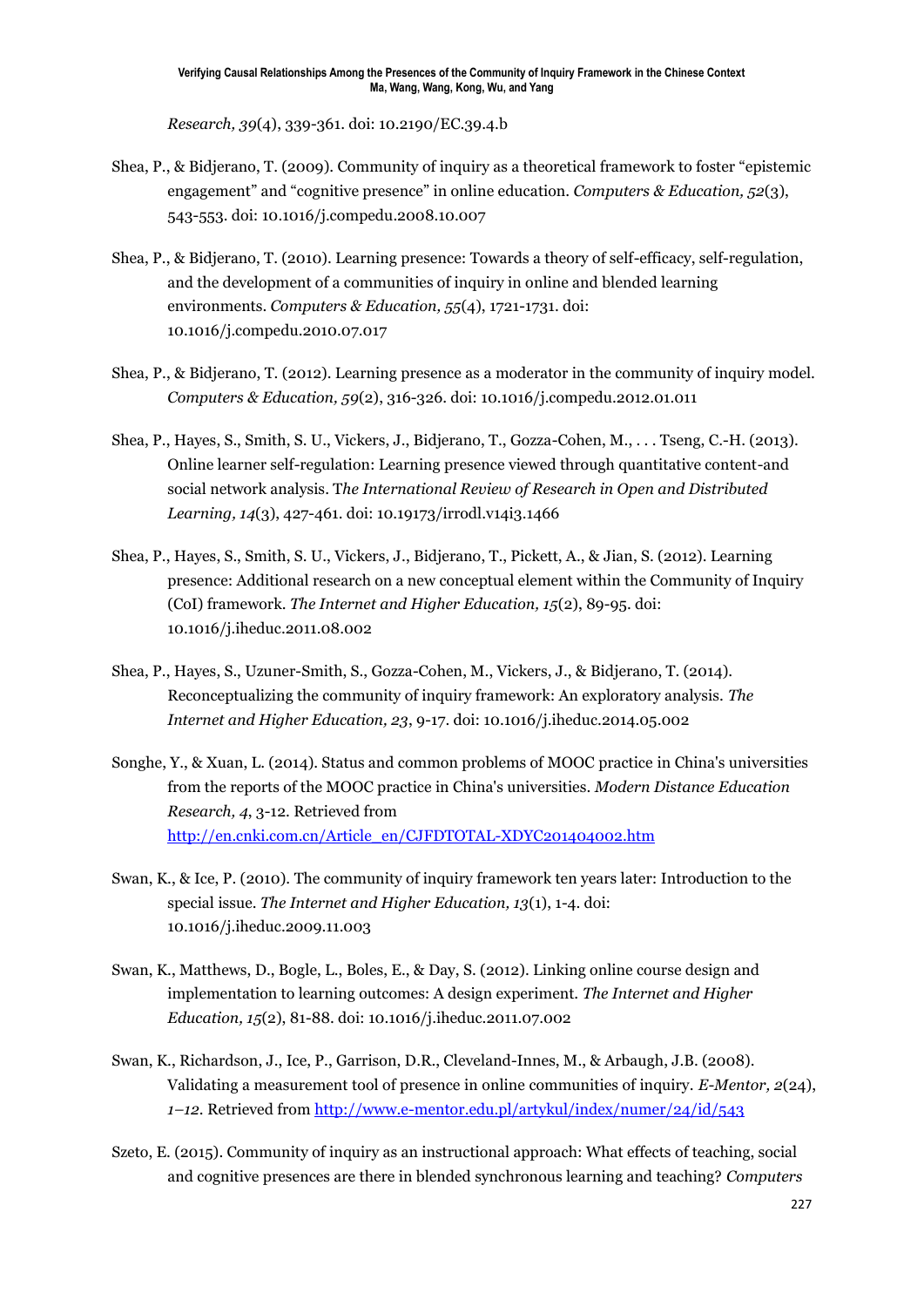*Research, 39*(4), 339-361. doi: 10.2190/EC.39.4.b

Shea, P., & Bidjerano, T. (2009). Community of inquiry as a theoretical framework to foster "epistemic engagement" and "cognitive presence" in online education. *Computers & Education, 52*(3), 543-553. doi: 10.1016/j.compedu.2008.10.007

Shea, P., & Bidjerano, T. (2010). Learning presence: Towards a theory of self-efficacy, self-regulation, and the development of a communities of inquiry in online and blended learning environments. *Computers & Education, 55*(4), 1721-1731. doi: 10.1016/j.compedu.2010.07.017

Shea, P., & Bidjerano, T. (2012). Learning presence as a moderator in the community of inquiry model. *Computers & Education, 59*(2), 316-326. doi: 10.1016/j.compedu.2012.01.011

Shea, P., Hayes, S., Smith, S. U., Vickers, J., Bidjerano, T., Gozza-Cohen, M., . . . Tseng, C.-H. (2013). Online learner self-regulation: Learning presence viewed through quantitative content-and social network analysis. T*he International Review of Research in Open and Distributed Learning, 14*(3), 427-461. doi: 10.19173/irrodl.v14i3.1466

Shea, P., Hayes, S., Smith, S. U., Vickers, J., Bidjerano, T., Pickett, A., & Jian, S. (2012). Learning presence: Additional research on a new conceptual element within the Community of Inquiry (CoI) framework. *The Internet and Higher Education, 15*(2), 89-95. doi: 10.1016/j.iheduc.2011.08.002

Shea, P., Hayes, S., Uzuner-Smith, S., Gozza-Cohen, M., Vickers, J., & Bidjerano, T. (2014). Reconceptualizing the community of inquiry framework: An exploratory analysis. *The Internet and Higher Education, 23*, 9-17. doi: 10.1016/j.iheduc.2014.05.002

Songhe, Y., & Xuan, L. (2014). Status and common problems of MOOC practice in China's universities from the reports of the MOOC practice in China's universities. *Modern Distance Education Research, 4*, 3-12. Retrieved from http://en.cnki.com.cn/Article_en/CJFDTOTAL-XDYC201404002.htm

Swan, K., & Ice, P. (2010). The community of inquiry framework ten years later: Introduction to the special issue. *The Internet and Higher Education, 13*(1), 1-4. doi: 10.1016/j.iheduc.2009.11.003

Swan, K., Matthews, D., Bogle, L., Boles, E., & Day, S. (2012). Linking online course design and implementation to learning outcomes: A design experiment. *The Internet and Higher Education, 15*(2), 81-88. doi: 10.1016/j.iheduc.2011.07.002

Swan, K., Richardson, J., Ice, P., Garrison, D.R., Cleveland-Innes, M., & Arbaugh, J.B. (2008). Validating a measurement tool of presence in online communities of inquiry. *E-Mentor, 2*(24), *1–12*. Retrieved from http://www.e-mentor.edu.pl/artykul/index/numer/24/id/543

Szeto, E. (2015). Community of inquiry as an instructional approach: What effects of teaching, social and cognitive presences are there in blended synchronous learning and teaching? *Computers*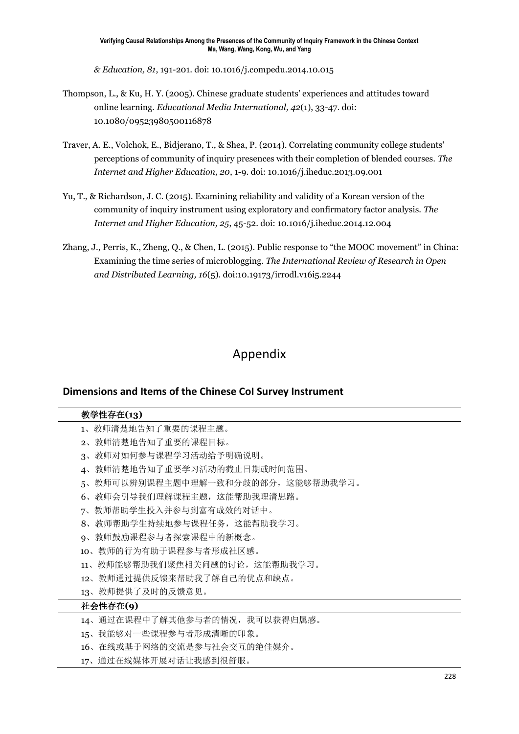*& Education, 81*, 191-201. doi: 10.1016/j.compedu.2014.10.015

Thompson, L., & Ku, H. Y. (2005). Chinese graduate students' experiences and attitudes toward online learning. *Educational Media International, 42*(1), 33-47. doi: 10.1080/09523980500116878

Traver, A. E., Volchok, E., Bidjerano, T., & Shea, P. (2014). Correlating community college students' perceptions of community of inquiry presences with their completion of blended courses. *The Internet and Higher Education, 20*, 1-9. doi: 10.1016/j.iheduc.2013.09.001

Yu, T., & Richardson, J. C. (2015). Examining reliability and validity of a Korean version of the community of inquiry instrument using exploratory and confirmatory factor analysis. *The Internet and Higher Education, 25*, 45-52. doi: 10.1016/j.iheduc.2014.12.004

Zhang, J., Perris, K., Zheng, Q., & Chen, L. (2015). Public response to "the MOOC movement" in China: Examining the time series of microblogging. *The International Review of Research in Open and Distributed Learning, 16*(5). doi:10.19173/irrodl.v16i5.2244

# Appendix

## Dimensions and Items of the Chinese CoI Survey Instrument

| **教学性存在(13)** |
|---|
| 1、教师清楚地告知了重要的课程主题。 |
| 2、教师清楚地告知了重要的课程目标。 |
| 3、教师对如何参与课程学习活动给予明确说明。 |
| 4、教师清楚地告知了重要学习活动的截止日期或时间范围。 |
| 5、教师可以辨别课程主题中理解一致和分歧的部分，这能够帮助我学习。 |
| 6、教师会引导我们理解课程主题，这能帮助我理清思路。 |
| 7、教师帮助学生投入并参与到富有成效的对话中。 |
| 8、教师帮助学生持续地参与课程任务，这能帮助我学习。 |
| 9、教师鼓励课程参与者探索课程中的新概念。 |
| 10、教师的行为有助于课程参与者形成社区感。 |
| 11、教师能够帮助我们聚焦相关问题的讨论，这能帮助我学习。 |
| 12、教师通过提供反馈来帮助我了解自己的优点和缺点。 |
| 13、教师提供了及时的反馈意见。 |
| **社会性存在(9)** |
| 14、通过在课程中了解其他参与者的情况，我可以获得归属感。 |
| 15、我能够对一些课程参与者形成清晰的印象。 |
| 16、在线或基于网络的交流是参与社会交互的绝佳媒介。 |
| 17、通过在线媒体开展对话让我感到很舒服。 |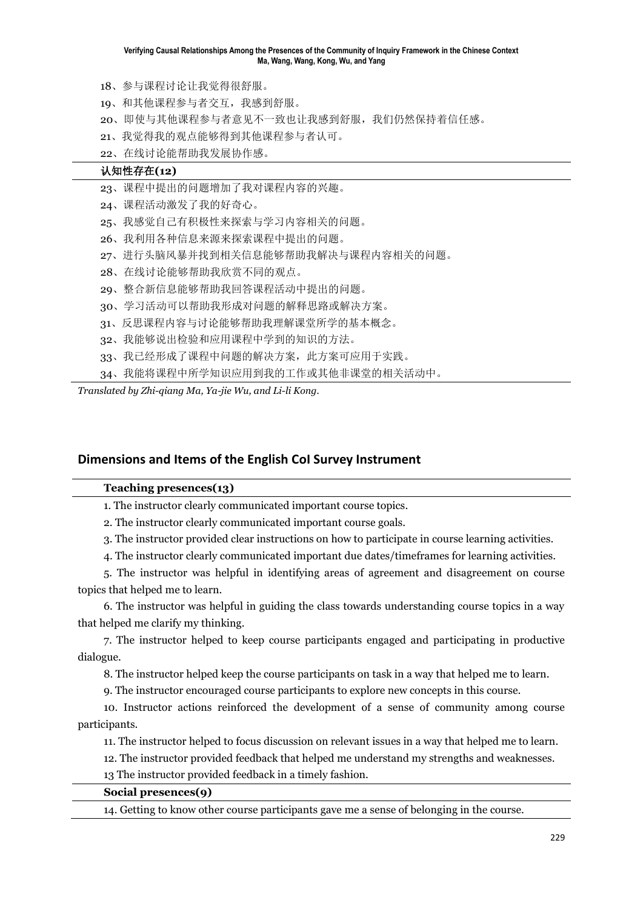18、参与课程讨论让我觉得很舒服。

19、和其他课程参与者交互，我感到舒服。

20、即使与其他课程参与者意见不一致也让我感到舒服，我们仍然保持着信任感。

21、我觉得我的观点能够得到其他课程参与者认可。

22、在线讨论能帮助我发展协作感。

**认知性存在(12)**

23、课程中提出的问题增加了我对课程内容的兴趣。

24、课程活动激发了我的好奇心。

25、我感觉自己有积极性来探索与学习内容相关的问题。

26、我利用各种信息来源来探索课程中提出的问题。

27、进行头脑风暴并找到相关信息能够帮助我解决与课程内容相关的问题。

28、在线讨论能够帮助我欣赏不同的观点。

29、整合新信息能够帮助我回答课程活动中提出的问题。

30、学习活动可以帮助我形成对问题的解释思路或解决方案。

31、反思课程内容与讨论能够帮助我理解课堂所学的基本概念。

32、我能够说出检验和应用课程中学到的知识的方法。

33、我已经形成了课程中问题的解决方案，此方案可应用于实践。

34、我能将课程中所学知识应用到我的工作或其他非课堂的相关活动中。

*Translated by Zhi-qiang Ma, Ya-jie Wu, and Li-li Kong.*

## Dimensions and Items of the English CoI Survey Instrument

**Teaching presences(13)**

1. The instructor clearly communicated important course topics.

2. The instructor clearly communicated important course goals.

3. The instructor provided clear instructions on how to participate in course learning activities.

4. The instructor clearly communicated important due dates/timeframes for learning activities.

5. The instructor was helpful in identifying areas of agreement and disagreement on course topics that helped me to learn.

6. The instructor was helpful in guiding the class towards understanding course topics in a way that helped me clarify my thinking.

7. The instructor helped to keep course participants engaged and participating in productive dialogue.

8. The instructor helped keep the course participants on task in a way that helped me to learn.

9. The instructor encouraged course participants to explore new concepts in this course.

10. Instructor actions reinforced the development of a sense of community among course participants.

11. The instructor helped to focus discussion on relevant issues in a way that helped me to learn.

12. The instructor provided feedback that helped me understand my strengths and weaknesses.

13 The instructor provided feedback in a timely fashion.

**Social presences(9)**

14. Getting to know other course participants gave me a sense of belonging in the course.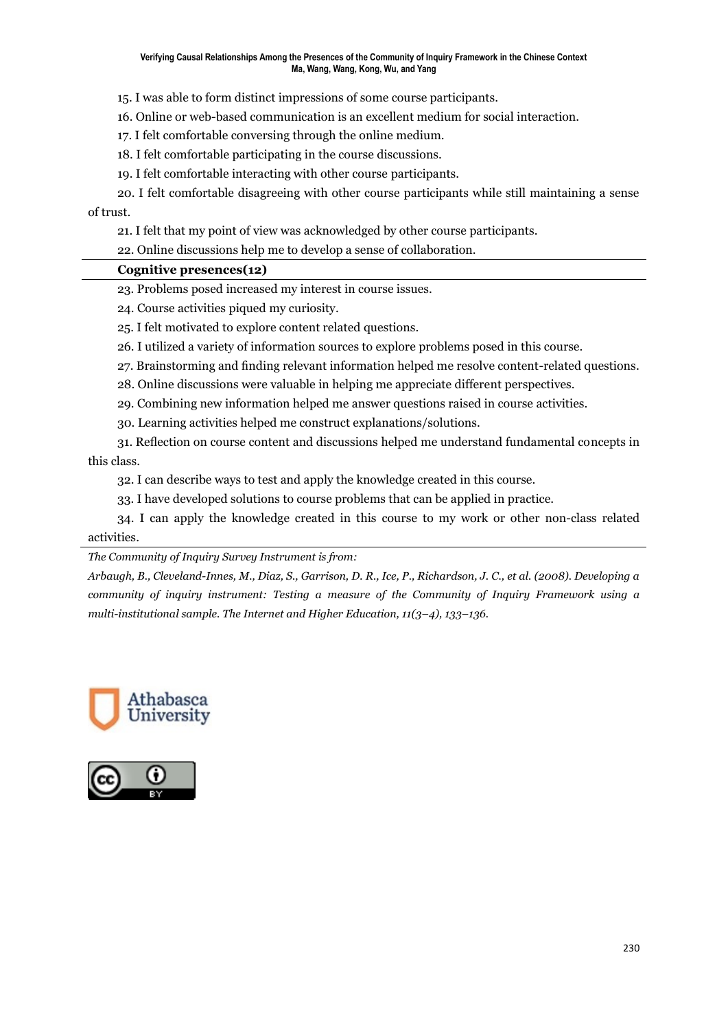15. I was able to form distinct impressions of some course participants.

16. Online or web-based communication is an excellent medium for social interaction.

17. I felt comfortable conversing through the online medium.

18. I felt comfortable participating in the course discussions.

19. I felt comfortable interacting with other course participants.

20. I felt comfortable disagreeing with other course participants while still maintaining a sense of trust.

21. I felt that my point of view was acknowledged by other course participants.

22. Online discussions help me to develop a sense of collaboration.

**Cognitive presences(12)**

23. Problems posed increased my interest in course issues.

24. Course activities piqued my curiosity.

25. I felt motivated to explore content related questions.

26. I utilized a variety of information sources to explore problems posed in this course.

27. Brainstorming and finding relevant information helped me resolve content-related questions.

28. Online discussions were valuable in helping me appreciate different perspectives.

29. Combining new information helped me answer questions raised in course activities.

30. Learning activities helped me construct explanations/solutions.

31. Reflection on course content and discussions helped me understand fundamental concepts in this class.

32. I can describe ways to test and apply the knowledge created in this course.

33. I have developed solutions to course problems that can be applied in practice.

34. I can apply the knowledge created in this course to my work or other non-class related activities.

*The Community of Inquiry Survey Instrument is from:*

*Arbaugh, B., Cleveland-Innes, M., Diaz, S., Garrison, D. R., Ice, P., Richardson, J. C., et al. (2008). Developing a community of inquiry instrument: Testing a measure of the Community of Inquiry Framework using a multi-institutional sample. The Internet and Higher Education, 11(3–4), 133–136.*